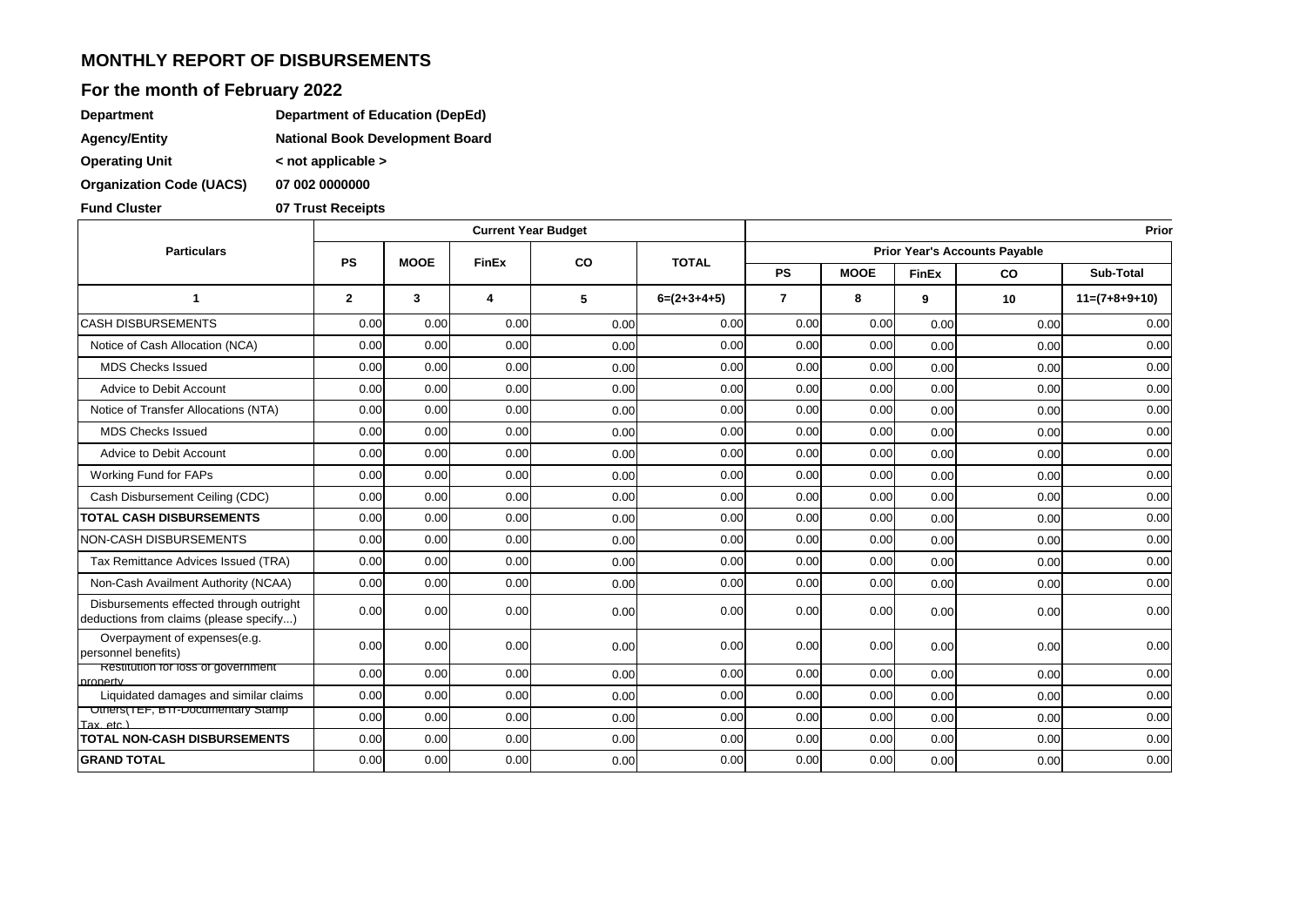## MONTHLY REPORT OF DISBURSEMENTS

## For the month of February 2022

**Department** Department of Education (DepEd)

**Agency/Entity** National Book Development Board

**Operating Unit** < not applicable >

**Organization Code (UACS)** 07 002 0000000

**Fund Cluster** 07 Trust Receipts

| Particulars | Current Year Budget | | | | | Prior | | | | |
|---|---|---|---|---|---|---|---|---|---|---|
| | | | | | | Prior Year's Accounts Payable | | | | |
| | PS | MOOE | FinEx | CO | TOTAL | PS | MOOE | FinEx | CO | Sub-Total |
| 1 | 2 | 3 | 4 | 5 | 6=(2+3+4+5) | 7 | 8 | 9 | 10 | 11=(7+8+9+10) |
| CASH DISBURSEMENTS | 0.00 | 0.00 | 0.00 | 0.00 | 0.00 | 0.00 | 0.00 | 0.00 | 0.00 | 0.00 |
| Notice of Cash Allocation (NCA) | 0.00 | 0.00 | 0.00 | 0.00 | 0.00 | 0.00 | 0.00 | 0.00 | 0.00 | 0.00 |
| MDS Checks Issued | 0.00 | 0.00 | 0.00 | 0.00 | 0.00 | 0.00 | 0.00 | 0.00 | 0.00 | 0.00 |
| Advice to Debit Account | 0.00 | 0.00 | 0.00 | 0.00 | 0.00 | 0.00 | 0.00 | 0.00 | 0.00 | 0.00 |
| Notice of Transfer Allocations (NTA) | 0.00 | 0.00 | 0.00 | 0.00 | 0.00 | 0.00 | 0.00 | 0.00 | 0.00 | 0.00 |
| MDS Checks Issued | 0.00 | 0.00 | 0.00 | 0.00 | 0.00 | 0.00 | 0.00 | 0.00 | 0.00 | 0.00 |
| Advice to Debit Account | 0.00 | 0.00 | 0.00 | 0.00 | 0.00 | 0.00 | 0.00 | 0.00 | 0.00 | 0.00 |
| Working Fund for FAPs | 0.00 | 0.00 | 0.00 | 0.00 | 0.00 | 0.00 | 0.00 | 0.00 | 0.00 | 0.00 |
| Cash Disbursement Ceiling (CDC) | 0.00 | 0.00 | 0.00 | 0.00 | 0.00 | 0.00 | 0.00 | 0.00 | 0.00 | 0.00 |
| **TOTAL CASH DISBURSEMENTS** | 0.00 | 0.00 | 0.00 | 0.00 | 0.00 | 0.00 | 0.00 | 0.00 | 0.00 | 0.00 |
| NON-CASH DISBURSEMENTS | 0.00 | 0.00 | 0.00 | 0.00 | 0.00 | 0.00 | 0.00 | 0.00 | 0.00 | 0.00 |
| Tax Remittance Advices Issued (TRA) | 0.00 | 0.00 | 0.00 | 0.00 | 0.00 | 0.00 | 0.00 | 0.00 | 0.00 | 0.00 |
| Non-Cash Availment Authority (NCAA) | 0.00 | 0.00 | 0.00 | 0.00 | 0.00 | 0.00 | 0.00 | 0.00 | 0.00 | 0.00 |
| Disbursements effected through outright deductions from claims (please specify...) | 0.00 | 0.00 | 0.00 | 0.00 | 0.00 | 0.00 | 0.00 | 0.00 | 0.00 | 0.00 |
| Overpayment of expenses(e.g. personnel benefits) | 0.00 | 0.00 | 0.00 | 0.00 | 0.00 | 0.00 | 0.00 | 0.00 | 0.00 | 0.00 |
| Restitution for loss of government property | 0.00 | 0.00 | 0.00 | 0.00 | 0.00 | 0.00 | 0.00 | 0.00 | 0.00 | 0.00 |
| Liquidated damages and similar claims | 0.00 | 0.00 | 0.00 | 0.00 | 0.00 | 0.00 | 0.00 | 0.00 | 0.00 | 0.00 |
| Others(TEF, BTr-Documentary Stamp Tax, etc.) | 0.00 | 0.00 | 0.00 | 0.00 | 0.00 | 0.00 | 0.00 | 0.00 | 0.00 | 0.00 |
| **TOTAL NON-CASH DISBURSEMENTS** | 0.00 | 0.00 | 0.00 | 0.00 | 0.00 | 0.00 | 0.00 | 0.00 | 0.00 | 0.00 |
| **GRAND TOTAL** | 0.00 | 0.00 | 0.00 | 0.00 | 0.00 | 0.00 | 0.00 | 0.00 | 0.00 | 0.00 |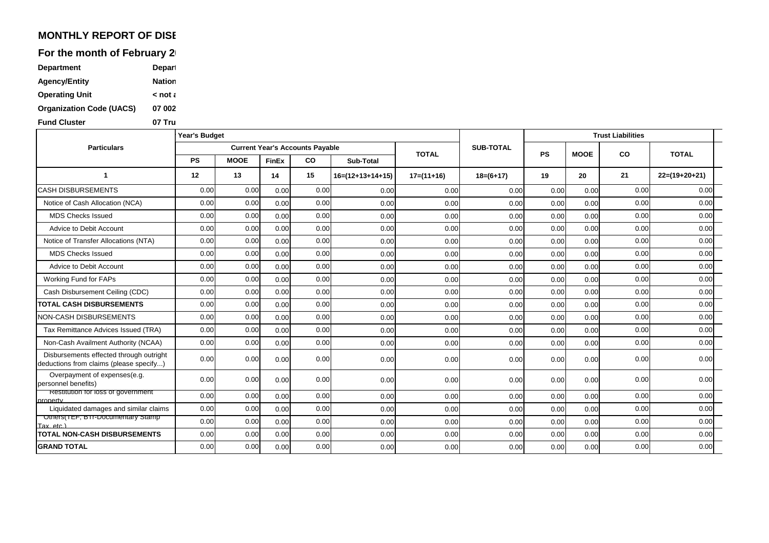**MONTHLY REPORT OF DISE**

**For the month of February 2**

| | |
|---|---|
| **Department** | **Depart** |
| **Agency/Entity** | **Nation** |
| **Operating Unit** | **< not a** |
| **Organization Code (UACS)** | **07 002** |
| **Fund Cluster** | **07 Tru** |

| Particulars | Year's Budget | | | | | | SUB-TOTAL | Trust Liabilities | | | |
|---|---|---|---|---|---|---|---|---|---|---|---|
| | Current Year's Accounts Payable | | | | | TOTAL | | PS | MOOE | CO | TOTAL |
| | PS | MOOE | FinEx | CO | Sub-Total | | | | | | |
| 1 | 12 | 13 | 14 | 15 | 16=(12+13+14+15) | 17=(11+16) | 18=(6+17) | 19 | 20 | 21 | 22=(19+20+21) |
| CASH DISBURSEMENTS | 0.00 | 0.00 | 0.00 | 0.00 | 0.00 | 0.00 | 0.00 | 0.00 | 0.00 | 0.00 | 0.00 |
| Notice of Cash Allocation (NCA) | 0.00 | 0.00 | 0.00 | 0.00 | 0.00 | 0.00 | 0.00 | 0.00 | 0.00 | 0.00 | 0.00 |
| MDS Checks Issued | 0.00 | 0.00 | 0.00 | 0.00 | 0.00 | 0.00 | 0.00 | 0.00 | 0.00 | 0.00 | 0.00 |
| Advice to Debit Account | 0.00 | 0.00 | 0.00 | 0.00 | 0.00 | 0.00 | 0.00 | 0.00 | 0.00 | 0.00 | 0.00 |
| Notice of Transfer Allocations (NTA) | 0.00 | 0.00 | 0.00 | 0.00 | 0.00 | 0.00 | 0.00 | 0.00 | 0.00 | 0.00 | 0.00 |
| MDS Checks Issued | 0.00 | 0.00 | 0.00 | 0.00 | 0.00 | 0.00 | 0.00 | 0.00 | 0.00 | 0.00 | 0.00 |
| Advice to Debit Account | 0.00 | 0.00 | 0.00 | 0.00 | 0.00 | 0.00 | 0.00 | 0.00 | 0.00 | 0.00 | 0.00 |
| Working Fund for FAPs | 0.00 | 0.00 | 0.00 | 0.00 | 0.00 | 0.00 | 0.00 | 0.00 | 0.00 | 0.00 | 0.00 |
| Cash Disbursement Ceiling (CDC) | 0.00 | 0.00 | 0.00 | 0.00 | 0.00 | 0.00 | 0.00 | 0.00 | 0.00 | 0.00 | 0.00 |
| **TOTAL CASH DISBURSEMENTS** | 0.00 | 0.00 | 0.00 | 0.00 | 0.00 | 0.00 | 0.00 | 0.00 | 0.00 | 0.00 | 0.00 |
| NON-CASH DISBURSEMENTS | 0.00 | 0.00 | 0.00 | 0.00 | 0.00 | 0.00 | 0.00 | 0.00 | 0.00 | 0.00 | 0.00 |
| Tax Remittance Advices Issued (TRA) | 0.00 | 0.00 | 0.00 | 0.00 | 0.00 | 0.00 | 0.00 | 0.00 | 0.00 | 0.00 | 0.00 |
| Non-Cash Availment Authority (NCAA) | 0.00 | 0.00 | 0.00 | 0.00 | 0.00 | 0.00 | 0.00 | 0.00 | 0.00 | 0.00 | 0.00 |
| Disbursements effected through outright deductions from claims (please specify...) | 0.00 | 0.00 | 0.00 | 0.00 | 0.00 | 0.00 | 0.00 | 0.00 | 0.00 | 0.00 | 0.00 |
| Overpayment of expenses(e.g. personnel benefits) | 0.00 | 0.00 | 0.00 | 0.00 | 0.00 | 0.00 | 0.00 | 0.00 | 0.00 | 0.00 | 0.00 |
| Restitution for loss of government property | 0.00 | 0.00 | 0.00 | 0.00 | 0.00 | 0.00 | 0.00 | 0.00 | 0.00 | 0.00 | 0.00 |
| Liquidated damages and similar claims | 0.00 | 0.00 | 0.00 | 0.00 | 0.00 | 0.00 | 0.00 | 0.00 | 0.00 | 0.00 | 0.00 |
| Others(TEF, BTr-Documentary Stamp Tax, etc.) | 0.00 | 0.00 | 0.00 | 0.00 | 0.00 | 0.00 | 0.00 | 0.00 | 0.00 | 0.00 | 0.00 |
| **TOTAL NON-CASH DISBURSEMENTS** | 0.00 | 0.00 | 0.00 | 0.00 | 0.00 | 0.00 | 0.00 | 0.00 | 0.00 | 0.00 | 0.00 |
| **GRAND TOTAL** | 0.00 | 0.00 | 0.00 | 0.00 | 0.00 | 0.00 | 0.00 | 0.00 | 0.00 | 0.00 | 0.00 |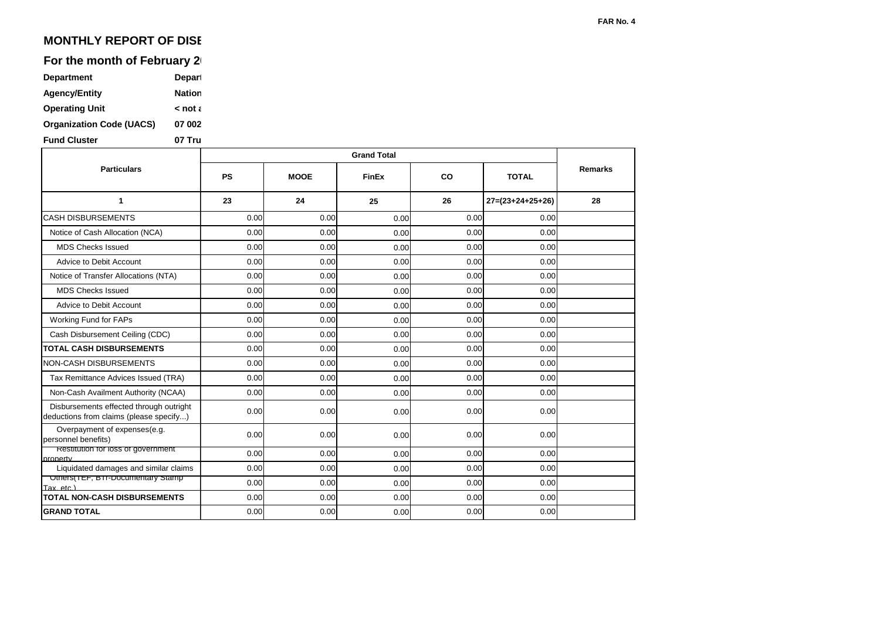FAR No. 4

## MONTHLY REPORT OF DISE

## For the month of February 2(

| | |
|---|---|
| **Department** | **Depart** |
| **Agency/Entity** | **Nation** |
| **Operating Unit** | **< not a** |
| **Organization Code (UACS)** | **07 002** |
| **Fund Cluster** | **07 Tru** |

| Particulars | Grand Total | | | | | Remarks |
|---|---|---|---|---|---|---|
| | PS | MOOE | FinEx | CO | TOTAL | |
| 1 | 23 | 24 | 25 | 26 | 27=(23+24+25+26) | 28 |
| CASH DISBURSEMENTS | 0.00 | 0.00 | 0.00 | 0.00 | 0.00 | |
| Notice of Cash Allocation (NCA) | 0.00 | 0.00 | 0.00 | 0.00 | 0.00 | |
| MDS Checks Issued | 0.00 | 0.00 | 0.00 | 0.00 | 0.00 | |
| Advice to Debit Account | 0.00 | 0.00 | 0.00 | 0.00 | 0.00 | |
| Notice of Transfer Allocations (NTA) | 0.00 | 0.00 | 0.00 | 0.00 | 0.00 | |
| MDS Checks Issued | 0.00 | 0.00 | 0.00 | 0.00 | 0.00 | |
| Advice to Debit Account | 0.00 | 0.00 | 0.00 | 0.00 | 0.00 | |
| Working Fund for FAPs | 0.00 | 0.00 | 0.00 | 0.00 | 0.00 | |
| Cash Disbursement Ceiling (CDC) | 0.00 | 0.00 | 0.00 | 0.00 | 0.00 | |
| **TOTAL CASH DISBURSEMENTS** | 0.00 | 0.00 | 0.00 | 0.00 | 0.00 | |
| NON-CASH DISBURSEMENTS | 0.00 | 0.00 | 0.00 | 0.00 | 0.00 | |
| Tax Remittance Advices Issued (TRA) | 0.00 | 0.00 | 0.00 | 0.00 | 0.00 | |
| Non-Cash Availment Authority (NCAA) | 0.00 | 0.00 | 0.00 | 0.00 | 0.00 | |
| Disbursements effected through outright deductions from claims (please specify...) | 0.00 | 0.00 | 0.00 | 0.00 | 0.00 | |
| Overpayment of expenses(e.g. personnel benefits) | 0.00 | 0.00 | 0.00 | 0.00 | 0.00 | |
| Restitution for loss of government property | 0.00 | 0.00 | 0.00 | 0.00 | 0.00 | |
| Liquidated damages and similar claims | 0.00 | 0.00 | 0.00 | 0.00 | 0.00 | |
| Others(TEF, BTr-Documentary Stamp Tax, etc.) | 0.00 | 0.00 | 0.00 | 0.00 | 0.00 | |
| **TOTAL NON-CASH DISBURSEMENTS** | 0.00 | 0.00 | 0.00 | 0.00 | 0.00 | |
| **GRAND TOTAL** | 0.00 | 0.00 | 0.00 | 0.00 | 0.00 | |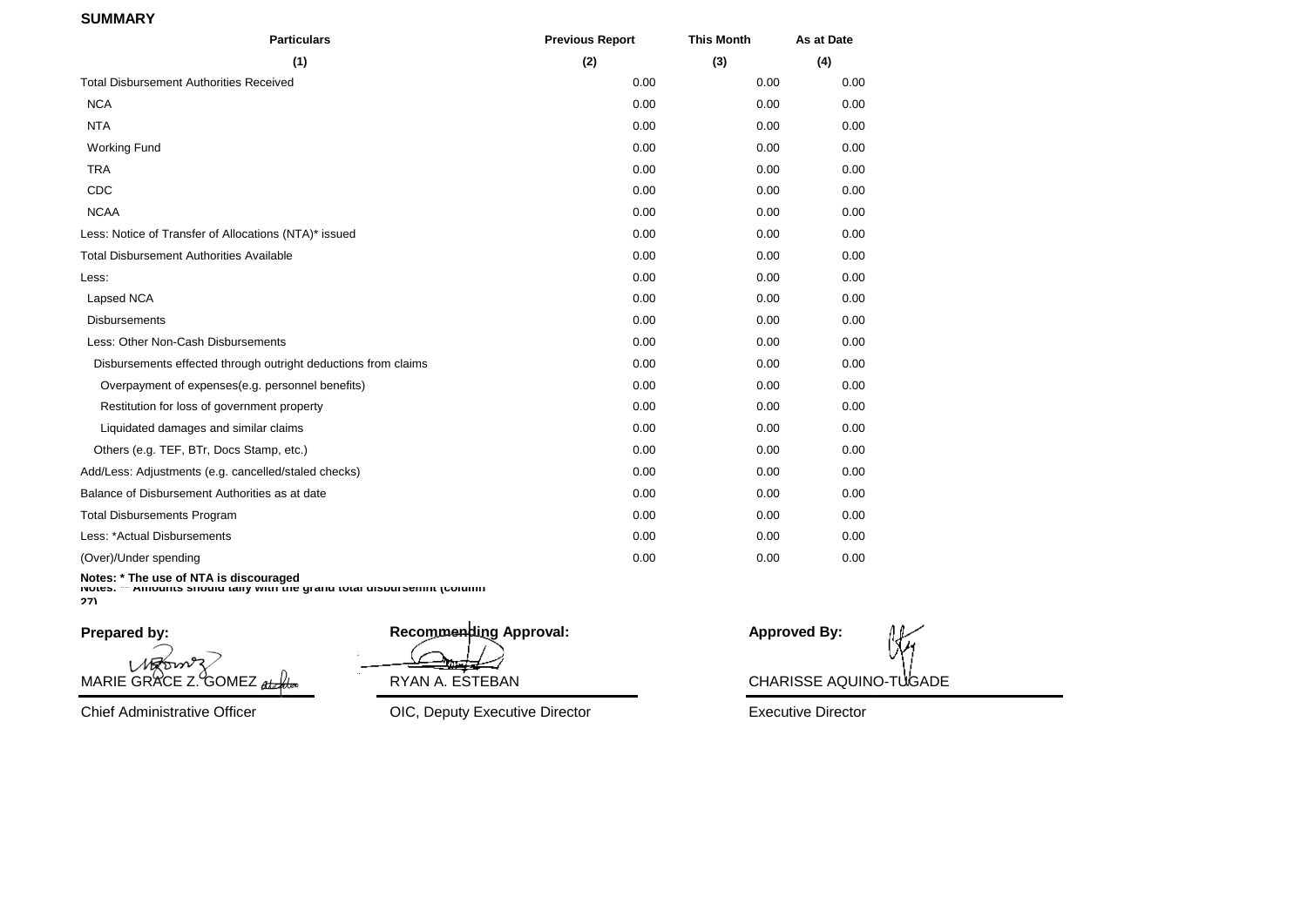**SUMMARY**

| Particulars | Previous Report | This Month | As at Date |
|---|---|---|---|
| (1) | (2) | (3) | (4) |
| Total Disbursement Authorities Received | 0.00 | 0.00 | 0.00 |
| NCA | 0.00 | 0.00 | 0.00 |
| NTA | 0.00 | 0.00 | 0.00 |
| Working Fund | 0.00 | 0.00 | 0.00 |
| TRA | 0.00 | 0.00 | 0.00 |
| CDC | 0.00 | 0.00 | 0.00 |
| NCAA | 0.00 | 0.00 | 0.00 |
| Less: Notice of Transfer of Allocations (NTA)* issued | 0.00 | 0.00 | 0.00 |
| Total Disbursement Authorities Available | 0.00 | 0.00 | 0.00 |
| Less: | 0.00 | 0.00 | 0.00 |
| Lapsed NCA | 0.00 | 0.00 | 0.00 |
| Disbursements | 0.00 | 0.00 | 0.00 |
| Less: Other Non-Cash Disbursements | 0.00 | 0.00 | 0.00 |
| Disbursements effected through outright deductions from claims | 0.00 | 0.00 | 0.00 |
| Overpayment of expenses(e.g. personnel benefits) | 0.00 | 0.00 | 0.00 |
| Restitution for loss of government property | 0.00 | 0.00 | 0.00 |
| Liquidated damages and similar claims | 0.00 | 0.00 | 0.00 |
| Others (e.g. TEF, BTr, Docs Stamp, etc.) | 0.00 | 0.00 | 0.00 |
| Add/Less: Adjustments (e.g. cancelled/staled checks) | 0.00 | 0.00 | 0.00 |
| Balance of Disbursement Authorities as at date | 0.00 | 0.00 | 0.00 |
| Total Disbursements Program | 0.00 | 0.00 | 0.00 |
| Less: *Actual Disbursements | 0.00 | 0.00 | 0.00 |
| (Over)/Under spending | 0.00 | 0.00 | 0.00 |

**Notes: * The use of NTA is discouraged**

**Notes: ** Amounts should tally with the grand total disbursemnt (column 27)**

| Prepared by: | Recommending Approval: | Approved By: |
|---|---|---|
| MARIE GRACE Z. GOMEZ | RYAN A. ESTEBAN | CHARISSE AQUINO-TUGADE |
| Chief Administrative Officer | OIC, Deputy Executive Director | Executive Director |